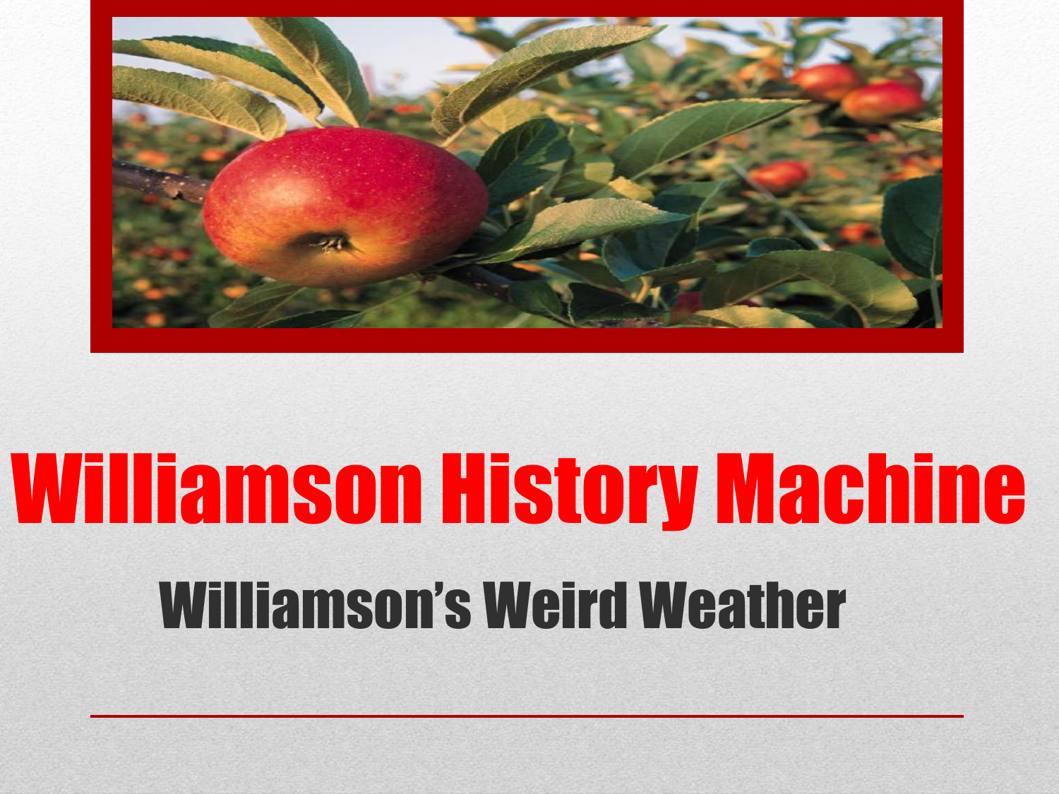# Williamson History Machine

## Williamson's Weird Weather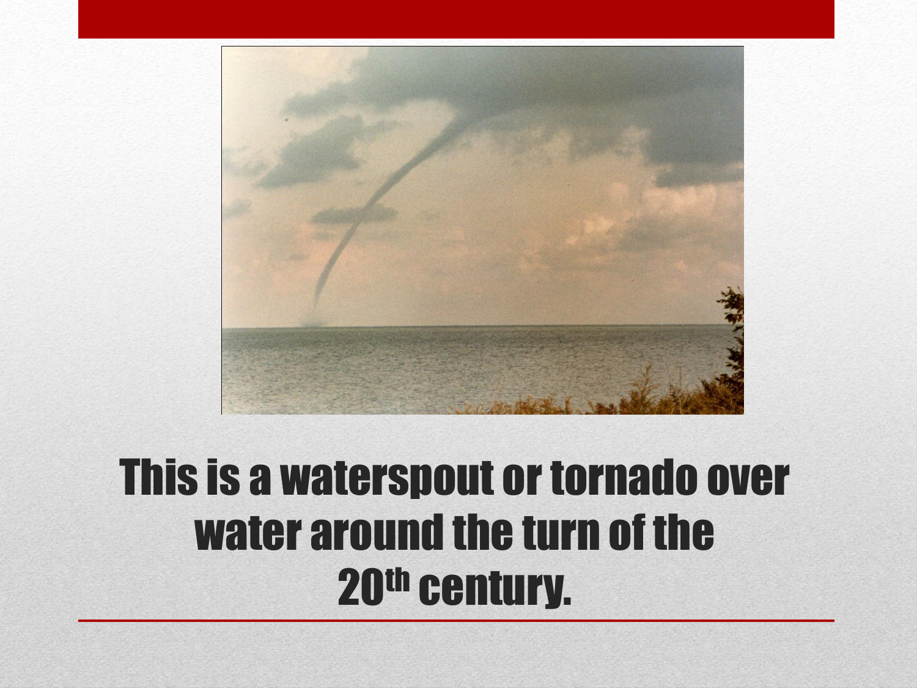This is a waterspout or tornado over water around the turn of the 20th century.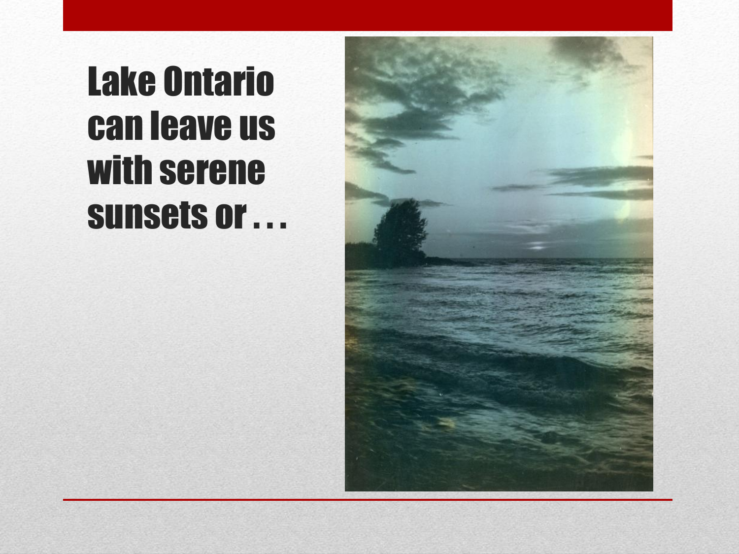# Lake Ontario can leave us with serene sunsets or . . .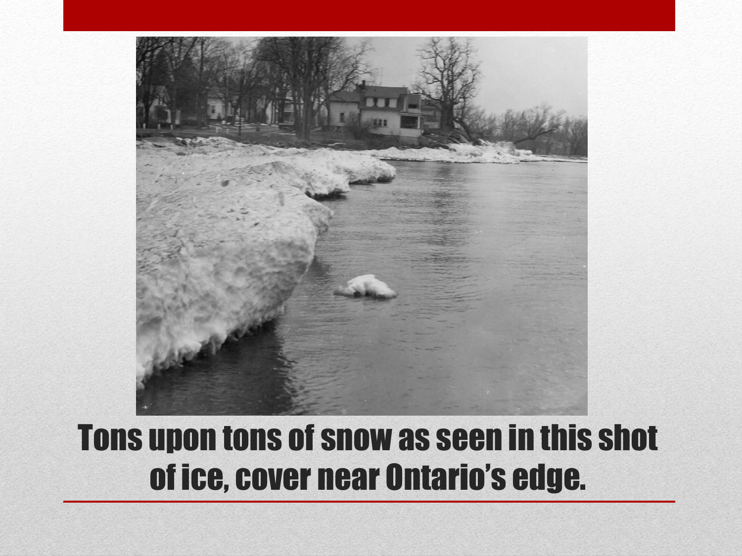Tons upon tons of snow as seen in this shot of ice, cover near Ontario's edge.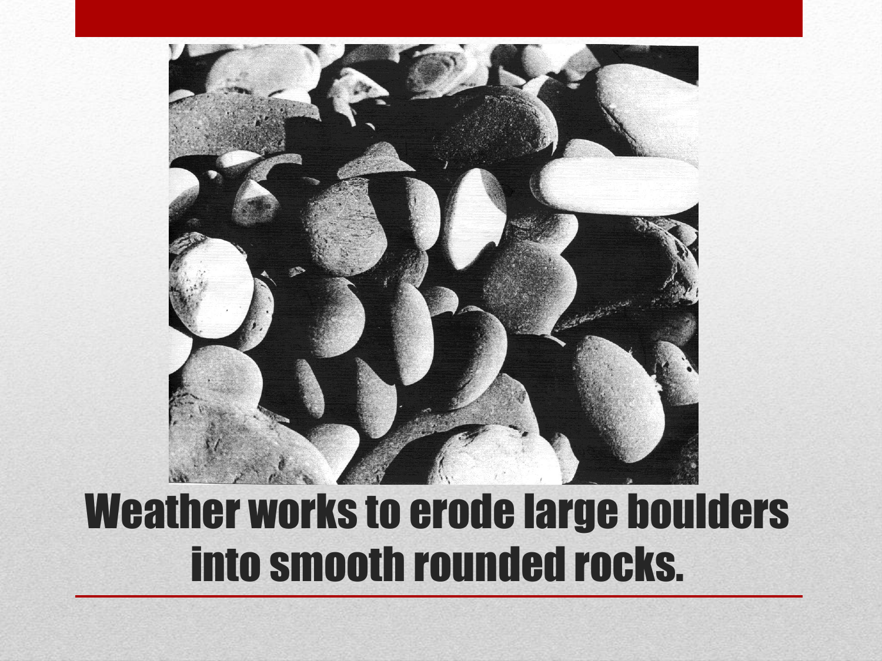Weather works to erode large boulders into smooth rounded rocks.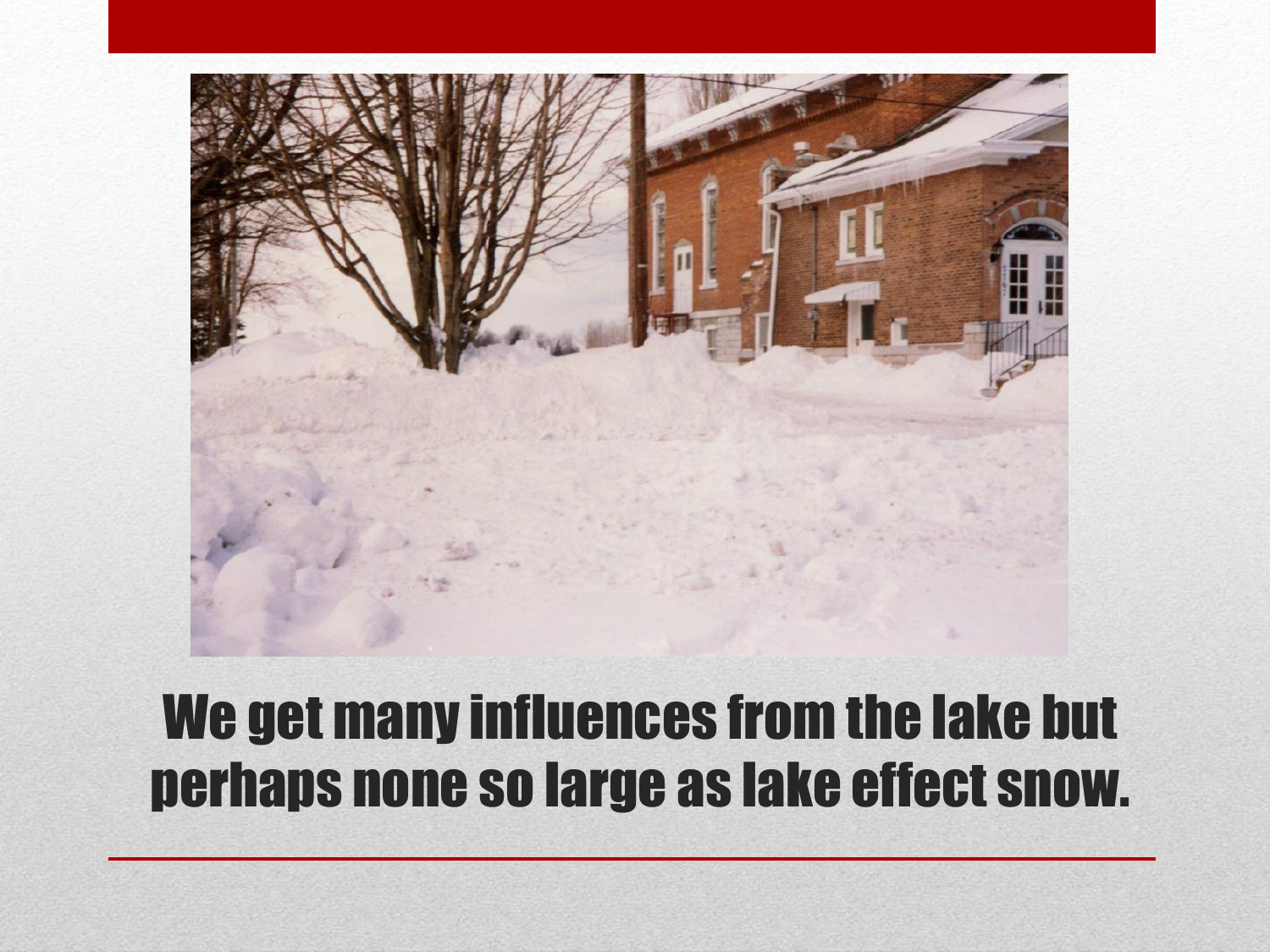We get many influences from the lake but perhaps none so large as lake effect snow.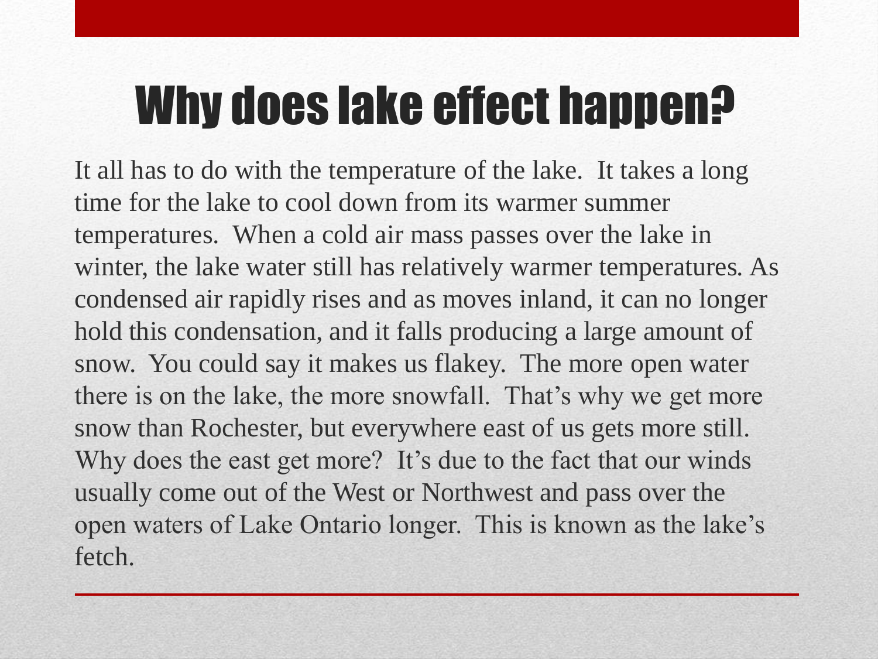# Why does lake effect happen?

It all has to do with the temperature of the lake. It takes a long time for the lake to cool down from its warmer summer temperatures. When a cold air mass passes over the lake in winter, the lake water still has relatively warmer temperatures. As condensed air rapidly rises and as moves inland, it can no longer hold this condensation, and it falls producing a large amount of snow. You could say it makes us flakey. The more open water there is on the lake, the more snowfall. That's why we get more snow than Rochester, but everywhere east of us gets more still. Why does the east get more? It's due to the fact that our winds usually come out of the West or Northwest and pass over the open waters of Lake Ontario longer. This is known as the lake's fetch.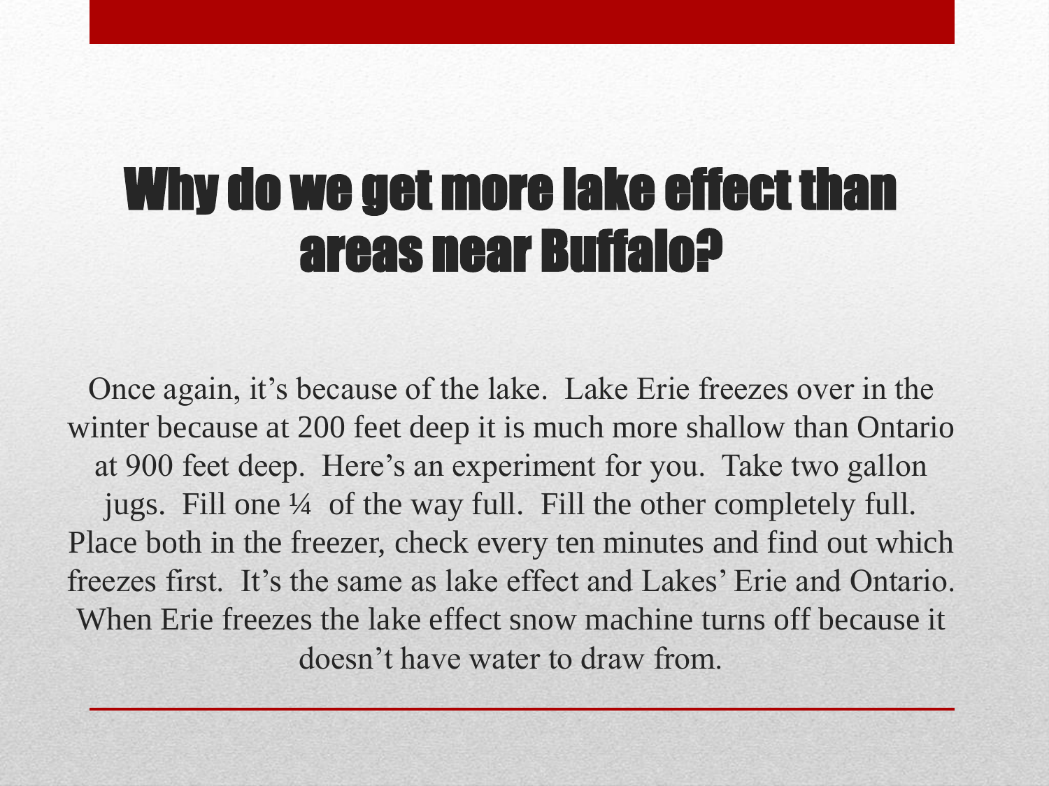# Why do we get more lake effect than areas near Buffalo?

Once again, it's because of the lake. Lake Erie freezes over in the winter because at 200 feet deep it is much more shallow than Ontario at 900 feet deep. Here's an experiment for you. Take two gallon jugs. Fill one ¼ of the way full. Fill the other completely full. Place both in the freezer, check every ten minutes and find out which freezes first. It's the same as lake effect and Lakes' Erie and Ontario. When Erie freezes the lake effect snow machine turns off because it doesn't have water to draw from.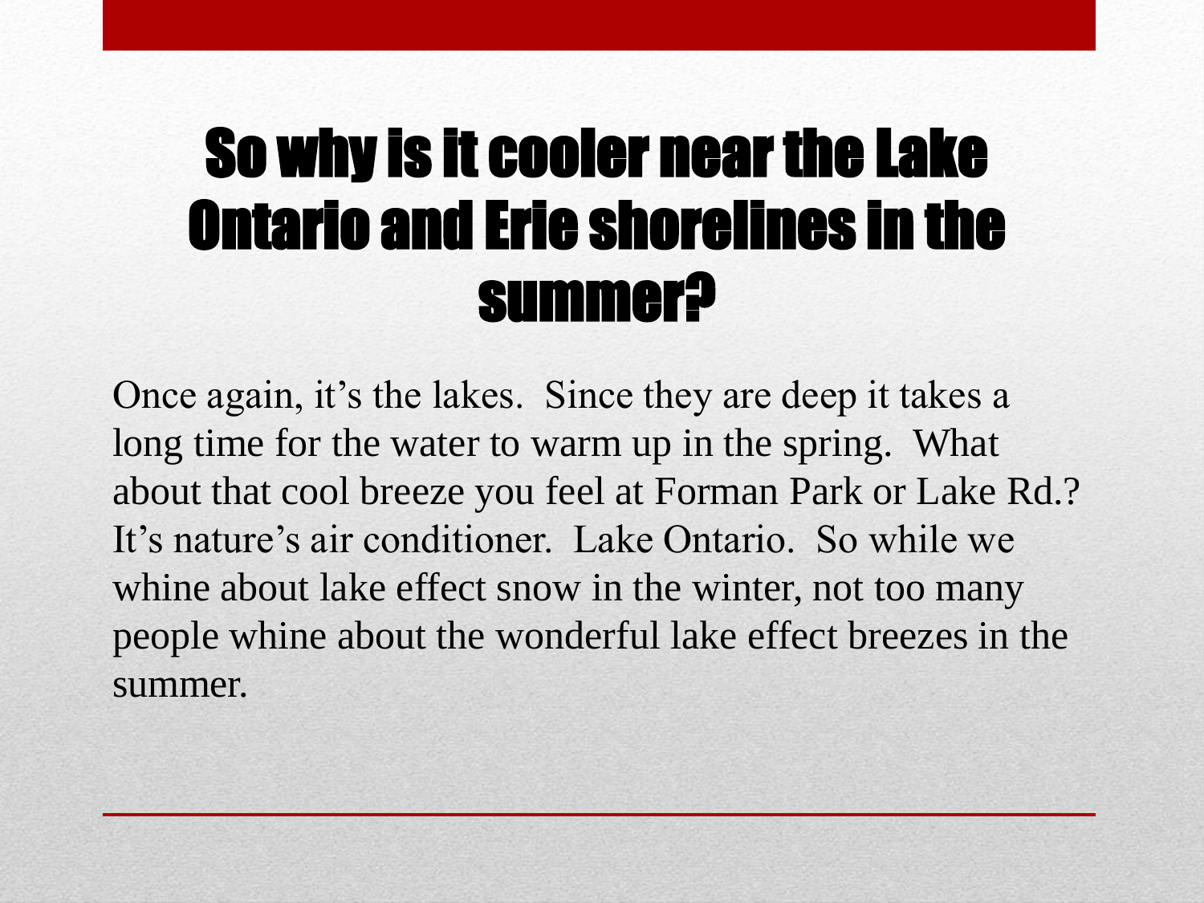# So why is it cooler near the Lake Ontario and Erie shorelines in the summer?

Once again, it's the lakes. Since they are deep it takes a long time for the water to warm up in the spring. What about that cool breeze you feel at Forman Park or Lake Rd.? It's nature's air conditioner. Lake Ontario. So while we whine about lake effect snow in the winter, not too many people whine about the wonderful lake effect breezes in the summer.